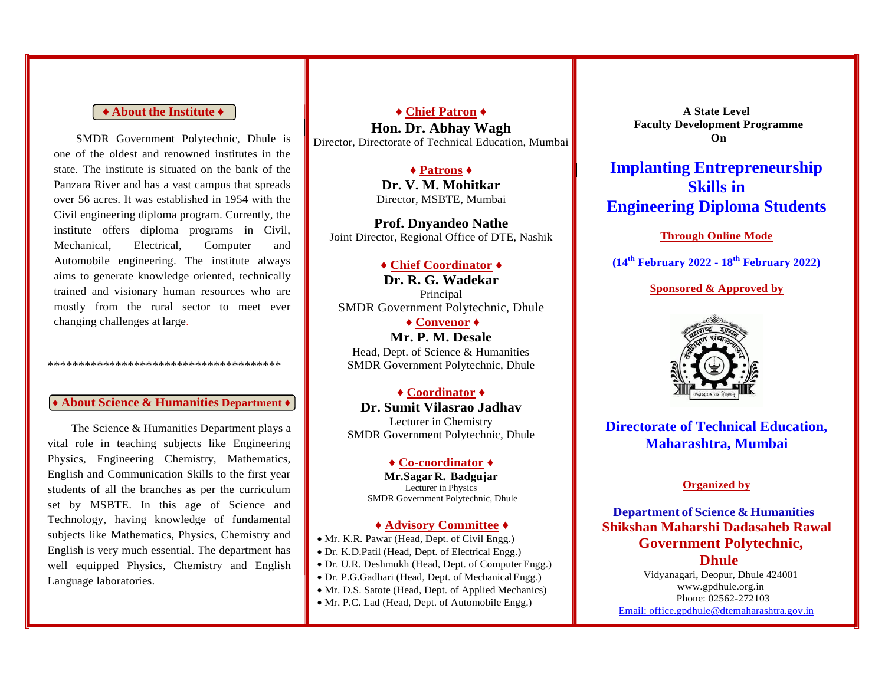## ♦ About the Institute ♦

SMDR Government Polytechnic, Dhule is one of the oldest and renowned institutes in the state. The institute is situated on the bank of the Panzara River and has a vast campus that spreads over 56 acres. It was established in 1954 with the Civil engineering diploma program. Currently, the institute offers diploma programs in Civil, Mechanical, Electrical, Computer and Automobile engineering. The institute always aims to generate knowledge oriented, technically trained and visionary human resources who are mostly from the rural sector to meet ever changing challenges at large.

\*\*\*\*\*\*\*\*\*\*\*\*\*\*\*\*\*\*\*\*\*\*\*\*\*\*\*\*\*\*\*\*\*\*\*\*\*\*\*

## ♦ About Science & Humanities Department ♦

The Science & Humanities Department plays a vital role in teaching subjects like Engineering Physics, Engineering Chemistry, Mathematics, English and Communication Skills to the first year students of all the branches as per the curriculum set by MSBTE. In this age of Science and Technology, having knowledge of fundamental subjects like Mathematics, Physics, Chemistry and English is very much essential. The department has well equipped Physics, Chemistry and English Language laboratories.

### ♦ Chief Patron ♦

**Hon. Dr. Abhay Wagh**
Director, Directorate of Technical Education, Mumbai

### ♦ Patrons ♦

**Dr. V. M. Mohitkar**
Director, MSBTE, Mumbai

**Prof. Dnyandeo Nathe**
Joint Director, Regional Office of DTE, Nashik

### ♦ Chief Coordinator ♦

**Dr. R. G. Wadekar**
Principal
SMDR Government Polytechnic, Dhule

### ♦ Convenor ♦

**Mr. P. M. Desale**
Head, Dept. of Science & Humanities
SMDR Government Polytechnic, Dhule

### ♦ Coordinator ♦

**Dr. Sumit Vilasrao Jadhav**
Lecturer in Chemistry
SMDR Government Polytechnic, Dhule

### ♦ Co-coordinator ♦

**Mr.Sagar R. Badgujar**
Lecturer in Physics
SMDR Government Polytechnic, Dhule

### ♦ Advisory Committee ♦

- Mr. K.R. Pawar (Head, Dept. of Civil Engg.)
- Dr. K.D.Patil (Head, Dept. of Electrical Engg.)
- Dr. U.R. Deshmukh (Head, Dept. of Computer Engg.)
- Dr. P.G.Gadhari (Head, Dept. of Mechanical Engg.)
- Mr. D.S. Satote (Head, Dept. of Applied Mechanics)
- Mr. P.C. Lad (Head, Dept. of Automobile Engg.)

**A State Level**
**Faculty Development Programme**
**On**

# Implanting Entrepreneurship Skills in Engineering Diploma Students

**Through Online Mode**

**(14th February 2022 - 18th February 2022)**

**Sponsored & Approved by**

महाराष्ट्र शासन तंत्रशिक्षण संचालनालय
राष्ट्रोद्धारार्थ तंत्र शिक्षणम्

## Directorate of Technical Education, Maharashtra, Mumbai

**Organized by**

**Department of Science & Humanities**
**Shikshan Maharshi Dadasaheb Rawal Government Polytechnic, Dhule**

Vidyanagari, Deopur, Dhule 424001
www.gpdhule.org.in
Phone: 02562-272103
Email: office.gpdhule@dtemaharashtra.gov.in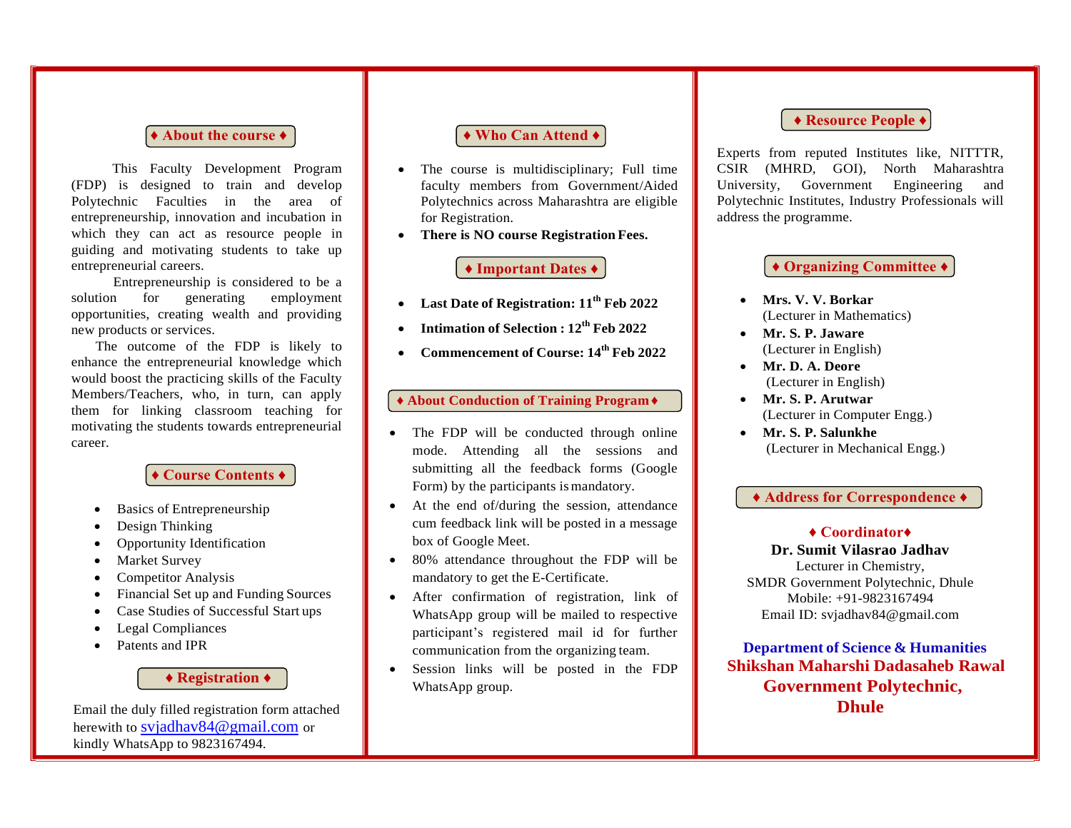## ♦ About the course ♦

This Faculty Development Program (FDP) is designed to train and develop Polytechnic Faculties in the area of entrepreneurship, innovation and incubation in which they can act as resource people in guiding and motivating students to take up entrepreneurial careers.

Entrepreneurship is considered to be a solution for generating employment opportunities, creating wealth and providing new products or services.

The outcome of the FDP is likely to enhance the entrepreneurial knowledge which would boost the practicing skills of the Faculty Members/Teachers, who, in turn, can apply them for linking classroom teaching for motivating the students towards entrepreneurial career.

## ♦ Course Contents ♦

- Basics of Entrepreneurship
- Design Thinking
- Opportunity Identification
- Market Survey
- Competitor Analysis
- Financial Set up and Funding Sources
- Case Studies of Successful Start ups
- Legal Compliances
- Patents and IPR

## ♦ Registration ♦

Email the duly filled registration form attached herewith to svjadhav84@gmail.com or kindly WhatsApp to 9823167494.

## ♦ Who Can Attend ♦

- The course is multidisciplinary; Full time faculty members from Government/Aided Polytechnics across Maharashtra are eligible for Registration.
- **There is NO course Registration Fees.**

## ♦ Important Dates ♦

- **Last Date of Registration: 11th Feb 2022**
- **Intimation of Selection : 12th Feb 2022**
- **Commencement of Course: 14th Feb 2022**

## ♦ About Conduction of Training Program ♦

- The FDP will be conducted through online mode. Attending all the sessions and submitting all the feedback forms (Google Form) by the participants is mandatory.
- At the end of/during the session, attendance cum feedback link will be posted in a message box of Google Meet.
- 80% attendance throughout the FDP will be mandatory to get the E-Certificate.
- After confirmation of registration, link of WhatsApp group will be mailed to respective participant's registered mail id for further communication from the organizing team.
- Session links will be posted in the FDP WhatsApp group.

## ♦ Resource People ♦

Experts from reputed Institutes like, NITTTR, CSIR (MHRD, GOI), North Maharashtra University, Government Engineering and Polytechnic Institutes, Industry Professionals will address the programme.

## ♦ Organizing Committee ♦

- **Mrs. V. V. Borkar**
  (Lecturer in Mathematics)
- **Mr. S. P. Jaware**
  (Lecturer in English)
- **Mr. D. A. Deore**
  (Lecturer in English)
- **Mr. S. P. Arutwar**
  (Lecturer in Computer Engg.)
- **Mr. S. P. Salunkhe**
  (Lecturer in Mechanical Engg.)

## ♦ Address for Correspondence ♦

**♦ Coordinator♦**

**Dr. Sumit Vilasrao Jadhav**
Lecturer in Chemistry,
SMDR Government Polytechnic, Dhule
Mobile: +91-9823167494
Email ID: svjadhav84@gmail.com

**Department of Science & Humanities**
**Shikshan Maharshi Dadasaheb Rawal Government Polytechnic, Dhule**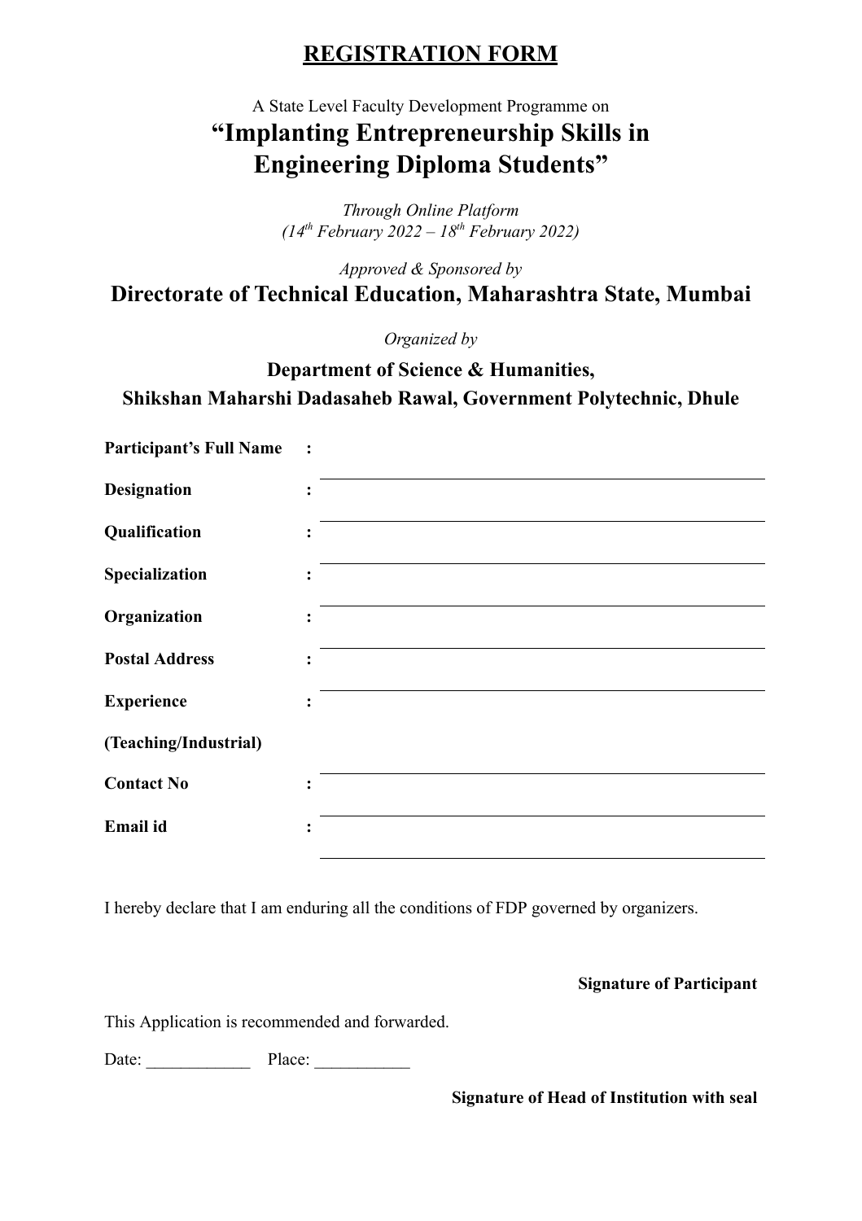# REGISTRATION FORM

A State Level Faculty Development Programme on

## "Implanting Entrepreneurship Skills in Engineering Diploma Students"

*Through Online Platform*
*(14th February 2022 – 18th February 2022)*

*Approved & Sponsored by*

**Directorate of Technical Education, Maharashtra State, Mumbai**

*Organized by*

**Department of Science & Humanities,**
**Shikshan Maharshi Dadasaheb Rawal, Government Polytechnic, Dhule**

**Participant's Full Name** : ______________________________

**Designation** : ______________________________

**Qualification** : ______________________________

**Specialization** : ______________________________

**Organization** : ______________________________

**Postal Address** : ______________________________

**Experience (Teaching/Industrial)** : ______________________________

**Contact No** : ______________________________

**Email id** : ______________________________

I hereby declare that I am enduring all the conditions of FDP governed by organizers.

**Signature of Participant**

This Application is recommended and forwarded.

Date: ____________ Place: ___________

**Signature of Head of Institution with seal**